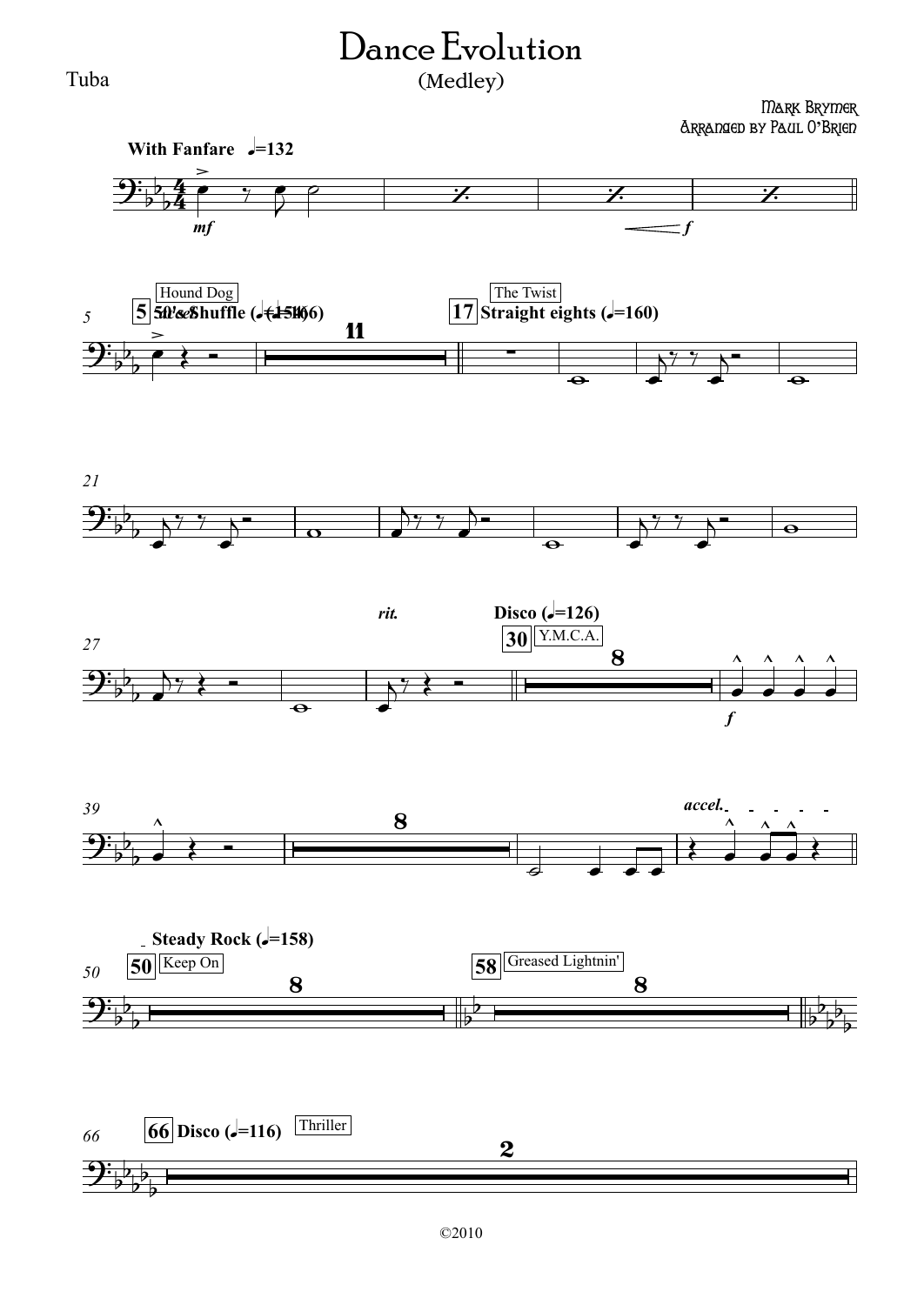# Dance Evolution

(Medley)

Tuba

Mark Brymer
Arranged by Paul O'Brien

With Fanfare ♩=132

mf — f

5 Hound Dog — 50's Shuffle (♩=166) — 11

17 The Twist — Straight eights (♩=160)

rit.

Disco (♩=126) — 30 Y.M.C.A. — 8

f

8

accel.

Steady Rock (♩=158)

50 Keep On — 8

58 Greased Lightnin' — 8

66 Disco (♩=116) — Thriller — 2

©2010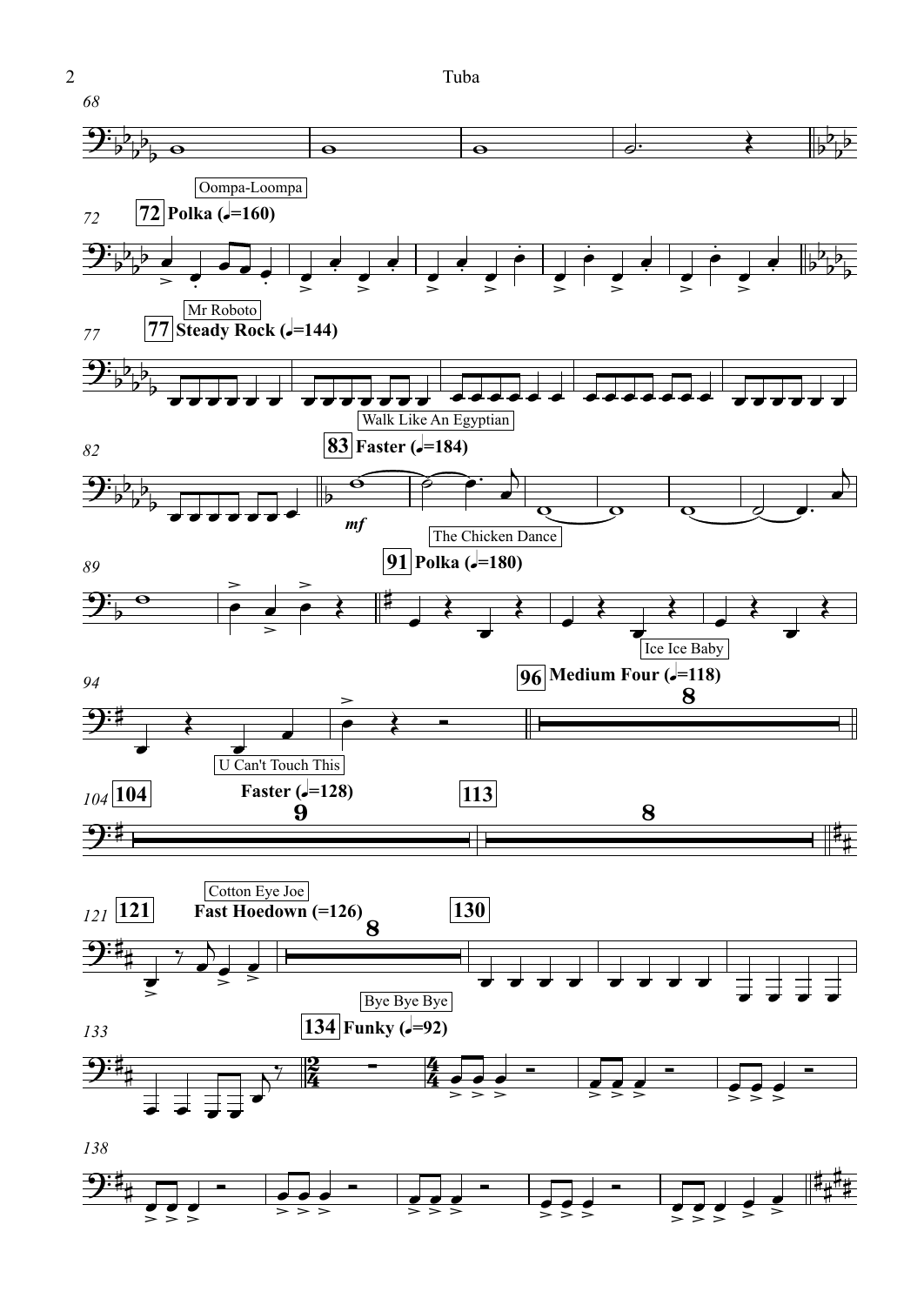Oompa-Loompa

**72** **Polka (♩.=160)**

Mr Roboto

**77** **Steady Rock (♩.=144)**

Walk Like An Egyptian

**83** **Faster (♩.=184)**

*mf*

The Chicken Dance

**91** **Polka (♩.=180)**

Ice Ice Baby

**96** **Medium Four (♩=118)**

8

U Can't Touch This

**104** **Faster (♩=128)**

9

**113**

8

Cotton Eye Joe

**121** **Fast Hoedown (=126)**

8

**130**

Bye Bye Bye

**134** **Funky (♩=92)**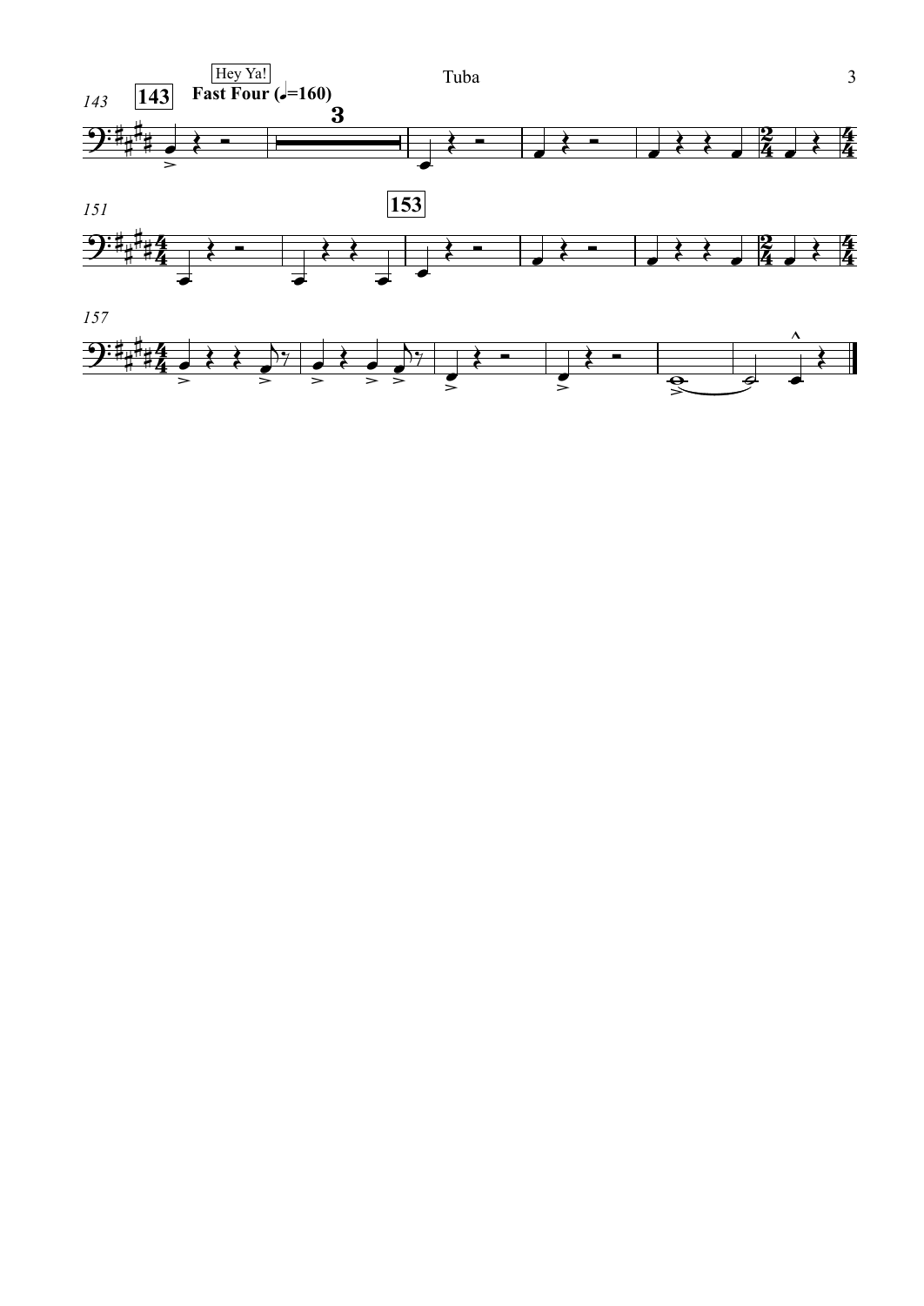Hey Ya!

**Fast Four (♩=160)**

143

151

153

157